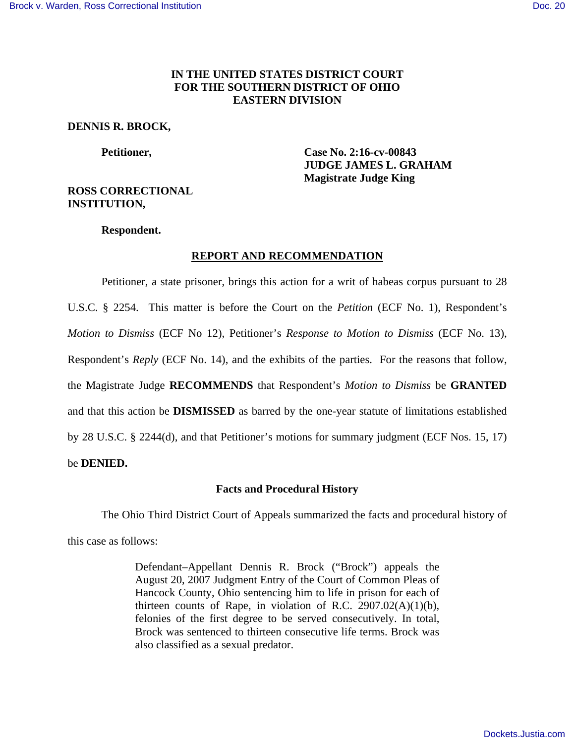**IN THE UNITED STATES DISTRICT COURT**
**FOR THE SOUTHERN DISTRICT OF OHIO**
**EASTERN DIVISION**

**DENNIS R. BROCK,**

**Petitioner,**

**Case No. 2:16-cv-00843**
**JUDGE JAMES L. GRAHAM**
**Magistrate Judge King**

**ROSS CORRECTIONAL INSTITUTION,**

**Respondent.**

## REPORT AND RECOMMENDATION

Petitioner, a state prisoner, brings this action for a writ of habeas corpus pursuant to 28 U.S.C. § 2254. This matter is before the Court on the *Petition* (ECF No. 1), Respondent's *Motion to Dismiss* (ECF No 12), Petitioner's *Response to Motion to Dismiss* (ECF No. 13), Respondent's *Reply* (ECF No. 14), and the exhibits of the parties. For the reasons that follow, the Magistrate Judge **RECOMMENDS** that Respondent's *Motion to Dismiss* be **GRANTED** and that this action be **DISMISSED** as barred by the one-year statute of limitations established by 28 U.S.C. § 2244(d), and that Petitioner's motions for summary judgment (ECF Nos. 15, 17) be **DENIED.**

### Facts and Procedural History

The Ohio Third District Court of Appeals summarized the facts and procedural history of this case as follows:

> Defendant–Appellant Dennis R. Brock ("Brock") appeals the August 20, 2007 Judgment Entry of the Court of Common Pleas of Hancock County, Ohio sentencing him to life in prison for each of thirteen counts of Rape, in violation of R.C. 2907.02(A)(1)(b), felonies of the first degree to be served consecutively. In total, Brock was sentenced to thirteen consecutive life terms. Brock was also classified as a sexual predator.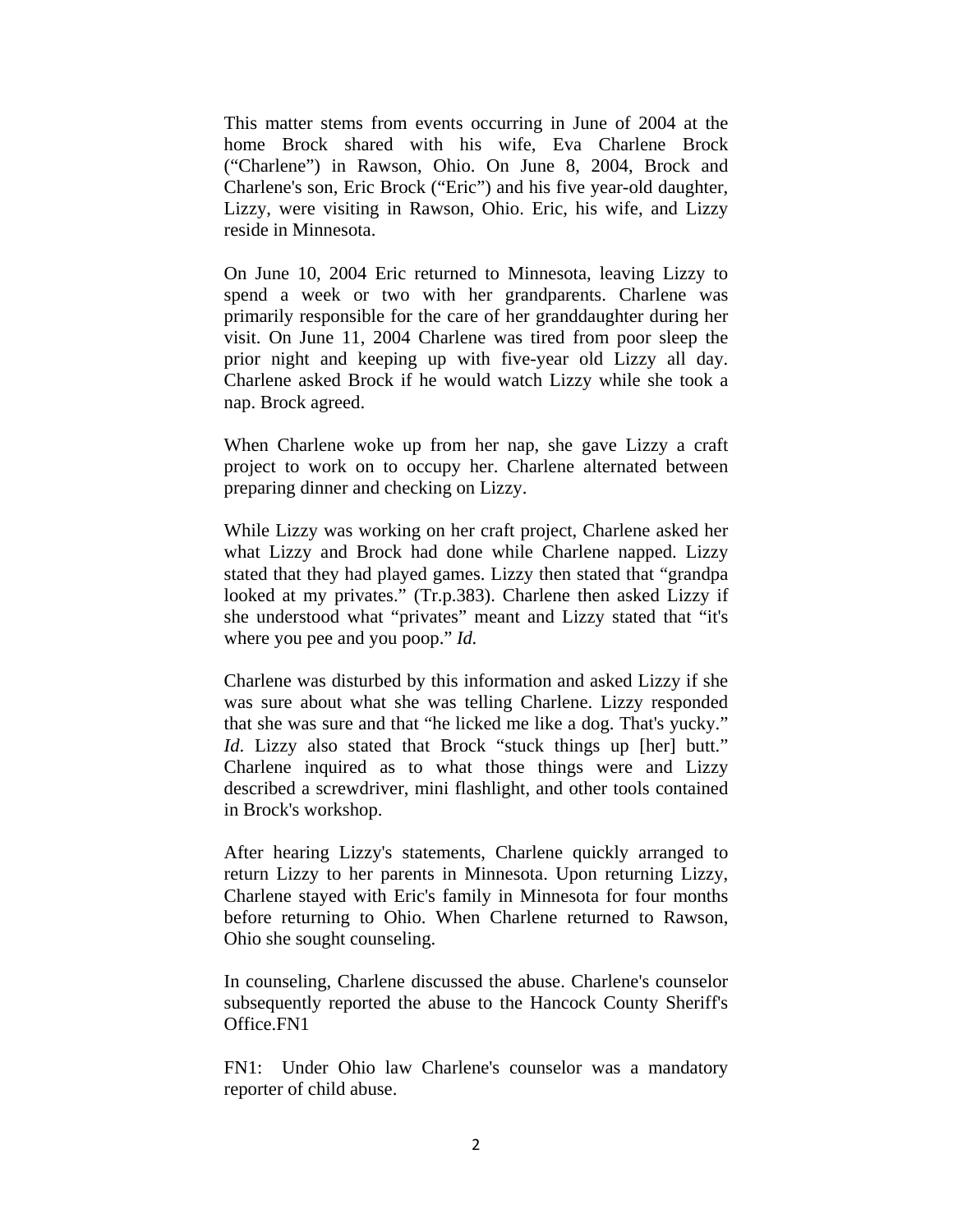This matter stems from events occurring in June of 2004 at the home Brock shared with his wife, Eva Charlene Brock ("Charlene") in Rawson, Ohio. On June 8, 2004, Brock and Charlene's son, Eric Brock ("Eric") and his five year-old daughter, Lizzy, were visiting in Rawson, Ohio. Eric, his wife, and Lizzy reside in Minnesota.

On June 10, 2004 Eric returned to Minnesota, leaving Lizzy to spend a week or two with her grandparents. Charlene was primarily responsible for the care of her granddaughter during her visit. On June 11, 2004 Charlene was tired from poor sleep the prior night and keeping up with five-year old Lizzy all day. Charlene asked Brock if he would watch Lizzy while she took a nap. Brock agreed.

When Charlene woke up from her nap, she gave Lizzy a craft project to work on to occupy her. Charlene alternated between preparing dinner and checking on Lizzy.

While Lizzy was working on her craft project, Charlene asked her what Lizzy and Brock had done while Charlene napped. Lizzy stated that they had played games. Lizzy then stated that "grandpa looked at my privates." (Tr.p.383). Charlene then asked Lizzy if she understood what "privates" meant and Lizzy stated that "it's where you pee and you poop." *Id.*

Charlene was disturbed by this information and asked Lizzy if she was sure about what she was telling Charlene. Lizzy responded that she was sure and that "he licked me like a dog. That's yucky." *Id*. Lizzy also stated that Brock "stuck things up [her] butt." Charlene inquired as to what those things were and Lizzy described a screwdriver, mini flashlight, and other tools contained in Brock's workshop.

After hearing Lizzy's statements, Charlene quickly arranged to return Lizzy to her parents in Minnesota. Upon returning Lizzy, Charlene stayed with Eric's family in Minnesota for four months before returning to Ohio. When Charlene returned to Rawson, Ohio she sought counseling.

In counseling, Charlene discussed the abuse. Charlene's counselor subsequently reported the abuse to the Hancock County Sheriff's Office.FN1

FN1: Under Ohio law Charlene's counselor was a mandatory reporter of child abuse.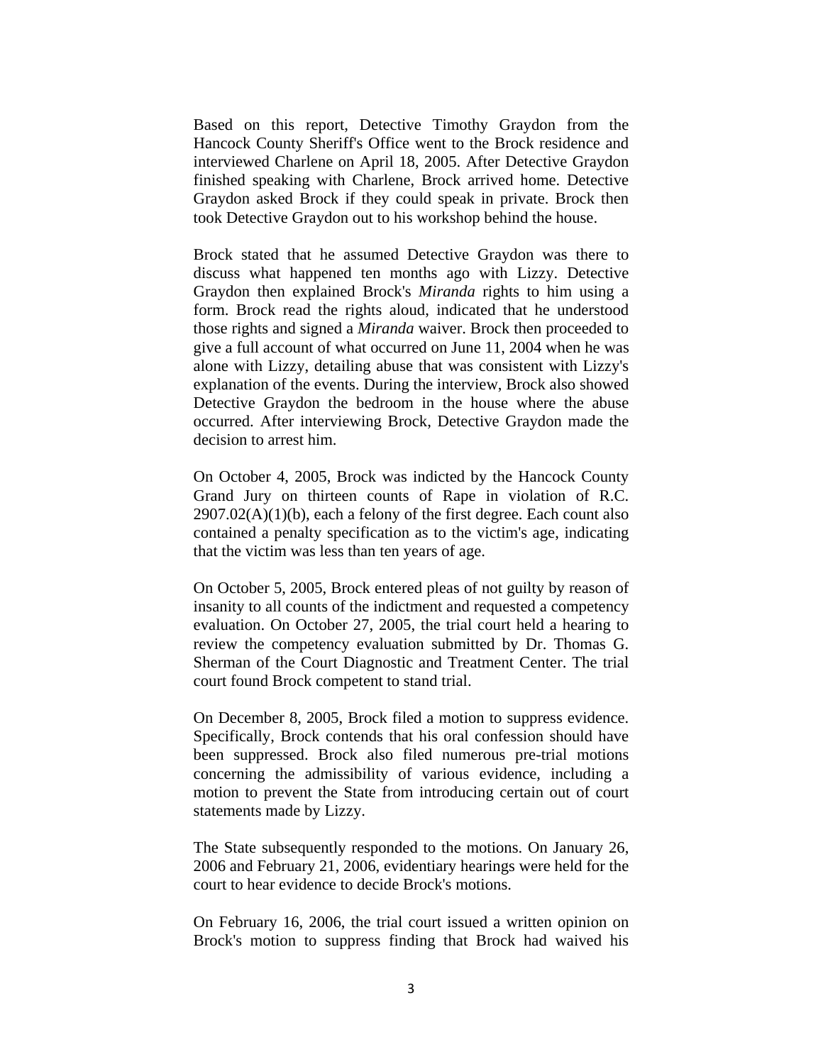Based on this report, Detective Timothy Graydon from the Hancock County Sheriff's Office went to the Brock residence and interviewed Charlene on April 18, 2005. After Detective Graydon finished speaking with Charlene, Brock arrived home. Detective Graydon asked Brock if they could speak in private. Brock then took Detective Graydon out to his workshop behind the house.

Brock stated that he assumed Detective Graydon was there to discuss what happened ten months ago with Lizzy. Detective Graydon then explained Brock's *Miranda* rights to him using a form. Brock read the rights aloud, indicated that he understood those rights and signed a *Miranda* waiver. Brock then proceeded to give a full account of what occurred on June 11, 2004 when he was alone with Lizzy, detailing abuse that was consistent with Lizzy's explanation of the events. During the interview, Brock also showed Detective Graydon the bedroom in the house where the abuse occurred. After interviewing Brock, Detective Graydon made the decision to arrest him.

On October 4, 2005, Brock was indicted by the Hancock County Grand Jury on thirteen counts of Rape in violation of R.C. 2907.02(A)(1)(b), each a felony of the first degree. Each count also contained a penalty specification as to the victim's age, indicating that the victim was less than ten years of age.

On October 5, 2005, Brock entered pleas of not guilty by reason of insanity to all counts of the indictment and requested a competency evaluation. On October 27, 2005, the trial court held a hearing to review the competency evaluation submitted by Dr. Thomas G. Sherman of the Court Diagnostic and Treatment Center. The trial court found Brock competent to stand trial.

On December 8, 2005, Brock filed a motion to suppress evidence. Specifically, Brock contends that his oral confession should have been suppressed. Brock also filed numerous pre-trial motions concerning the admissibility of various evidence, including a motion to prevent the State from introducing certain out of court statements made by Lizzy.

The State subsequently responded to the motions. On January 26, 2006 and February 21, 2006, evidentiary hearings were held for the court to hear evidence to decide Brock's motions.

On February 16, 2006, the trial court issued a written opinion on Brock's motion to suppress finding that Brock had waived his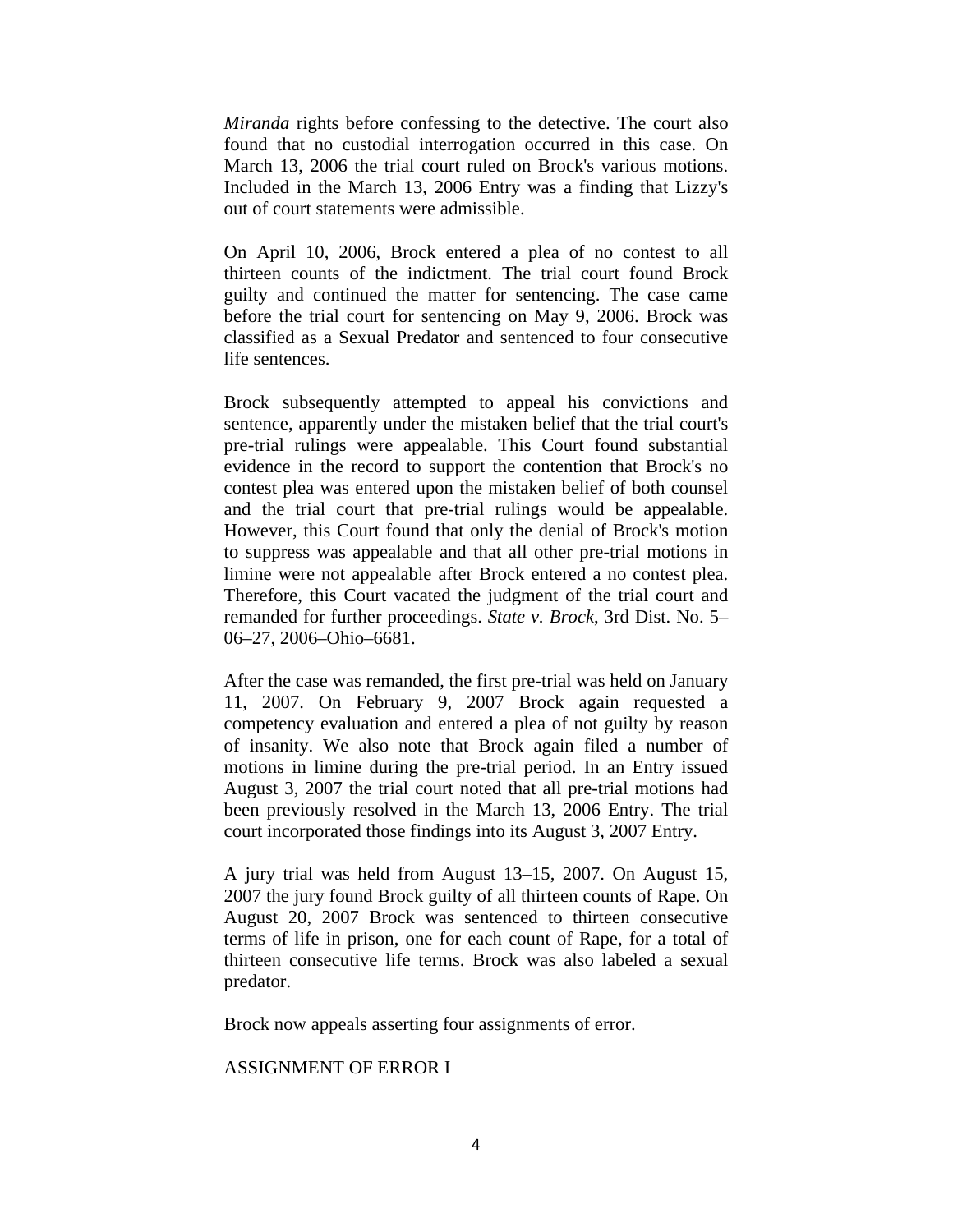*Miranda* rights before confessing to the detective. The court also found that no custodial interrogation occurred in this case. On March 13, 2006 the trial court ruled on Brock's various motions. Included in the March 13, 2006 Entry was a finding that Lizzy's out of court statements were admissible.

On April 10, 2006, Brock entered a plea of no contest to all thirteen counts of the indictment. The trial court found Brock guilty and continued the matter for sentencing. The case came before the trial court for sentencing on May 9, 2006. Brock was classified as a Sexual Predator and sentenced to four consecutive life sentences.

Brock subsequently attempted to appeal his convictions and sentence, apparently under the mistaken belief that the trial court's pre-trial rulings were appealable. This Court found substantial evidence in the record to support the contention that Brock's no contest plea was entered upon the mistaken belief of both counsel and the trial court that pre-trial rulings would be appealable. However, this Court found that only the denial of Brock's motion to suppress was appealable and that all other pre-trial motions in limine were not appealable after Brock entered a no contest plea. Therefore, this Court vacated the judgment of the trial court and remanded for further proceedings. *State v. Brock*, 3rd Dist. No. 5–06–27, 2006–Ohio–6681.

After the case was remanded, the first pre-trial was held on January 11, 2007. On February 9, 2007 Brock again requested a competency evaluation and entered a plea of not guilty by reason of insanity. We also note that Brock again filed a number of motions in limine during the pre-trial period. In an Entry issued August 3, 2007 the trial court noted that all pre-trial motions had been previously resolved in the March 13, 2006 Entry. The trial court incorporated those findings into its August 3, 2007 Entry.

A jury trial was held from August 13–15, 2007. On August 15, 2007 the jury found Brock guilty of all thirteen counts of Rape. On August 20, 2007 Brock was sentenced to thirteen consecutive terms of life in prison, one for each count of Rape, for a total of thirteen consecutive life terms. Brock was also labeled a sexual predator.

Brock now appeals asserting four assignments of error.

ASSIGNMENT OF ERROR I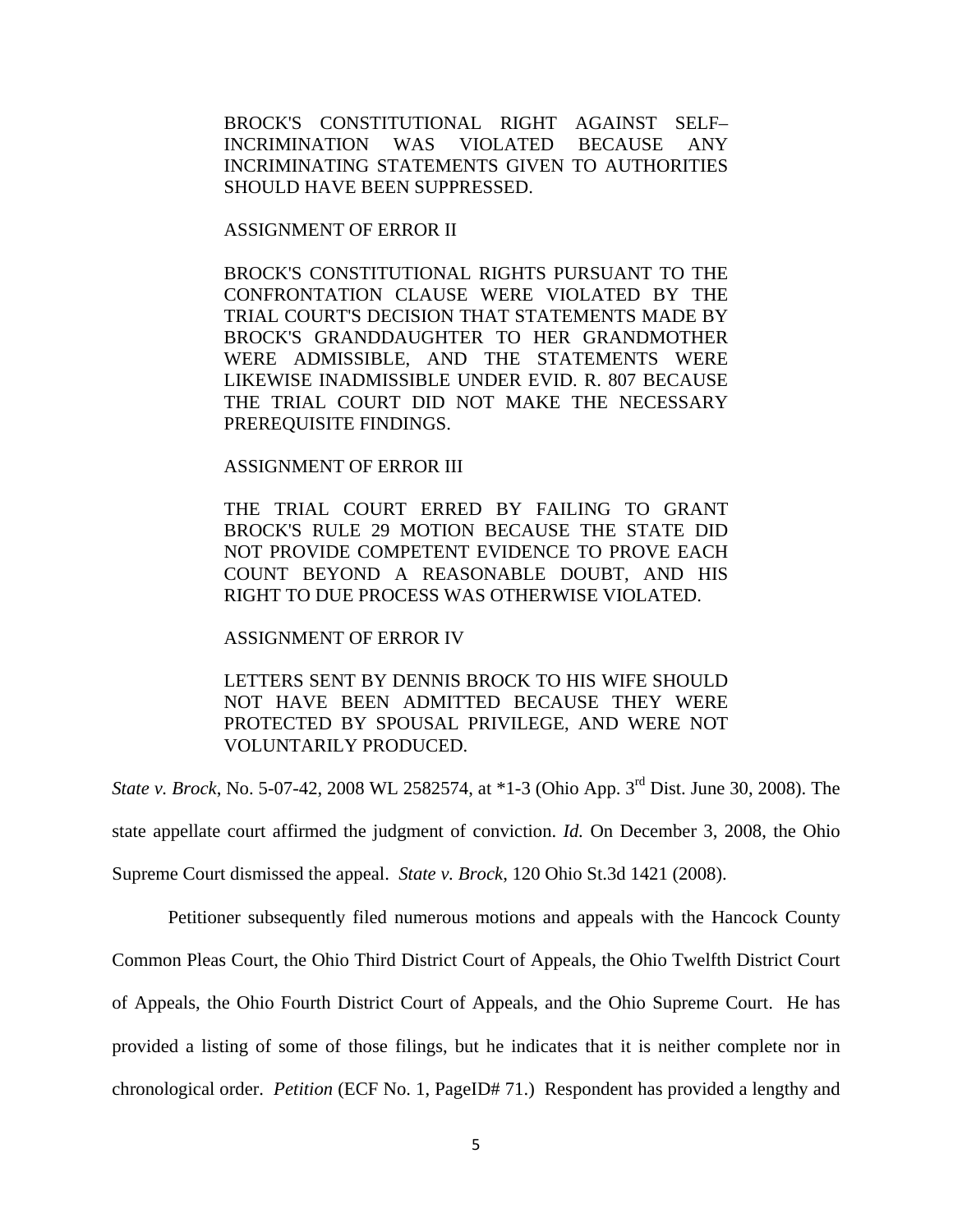> BROCK'S CONSTITUTIONAL RIGHT AGAINST SELF–INCRIMINATION WAS VIOLATED BECAUSE ANY INCRIMINATING STATEMENTS GIVEN TO AUTHORITIES SHOULD HAVE BEEN SUPPRESSED.
>
> ASSIGNMENT OF ERROR II
>
> BROCK'S CONSTITUTIONAL RIGHTS PURSUANT TO THE CONFRONTATION CLAUSE WERE VIOLATED BY THE TRIAL COURT'S DECISION THAT STATEMENTS MADE BY BROCK'S GRANDDAUGHTER TO HER GRANDMOTHER WERE ADMISSIBLE, AND THE STATEMENTS WERE LIKEWISE INADMISSIBLE UNDER EVID. R. 807 BECAUSE THE TRIAL COURT DID NOT MAKE THE NECESSARY PREREQUISITE FINDINGS.
>
> ASSIGNMENT OF ERROR III
>
> THE TRIAL COURT ERRED BY FAILING TO GRANT BROCK'S RULE 29 MOTION BECAUSE THE STATE DID NOT PROVIDE COMPETENT EVIDENCE TO PROVE EACH COUNT BEYOND A REASONABLE DOUBT, AND HIS RIGHT TO DUE PROCESS WAS OTHERWISE VIOLATED.
>
> ASSIGNMENT OF ERROR IV
>
> LETTERS SENT BY DENNIS BROCK TO HIS WIFE SHOULD NOT HAVE BEEN ADMITTED BECAUSE THEY WERE PROTECTED BY SPOUSAL PRIVILEGE, AND WERE NOT VOLUNTARILY PRODUCED.

*State v. Brock*, No. 5-07-42, 2008 WL 2582574, at *1-3 (Ohio App. 3rd Dist. June 30, 2008). The state appellate court affirmed the judgment of conviction. *Id.* On December 3, 2008, the Ohio Supreme Court dismissed the appeal. *State v. Brock*, 120 Ohio St.3d 1421 (2008).

Petitioner subsequently filed numerous motions and appeals with the Hancock County Common Pleas Court, the Ohio Third District Court of Appeals, the Ohio Twelfth District Court of Appeals, the Ohio Fourth District Court of Appeals, and the Ohio Supreme Court. He has provided a listing of some of those filings, but he indicates that it is neither complete nor in chronological order. *Petition* (ECF No. 1, PageID# 71.) Respondent has provided a lengthy and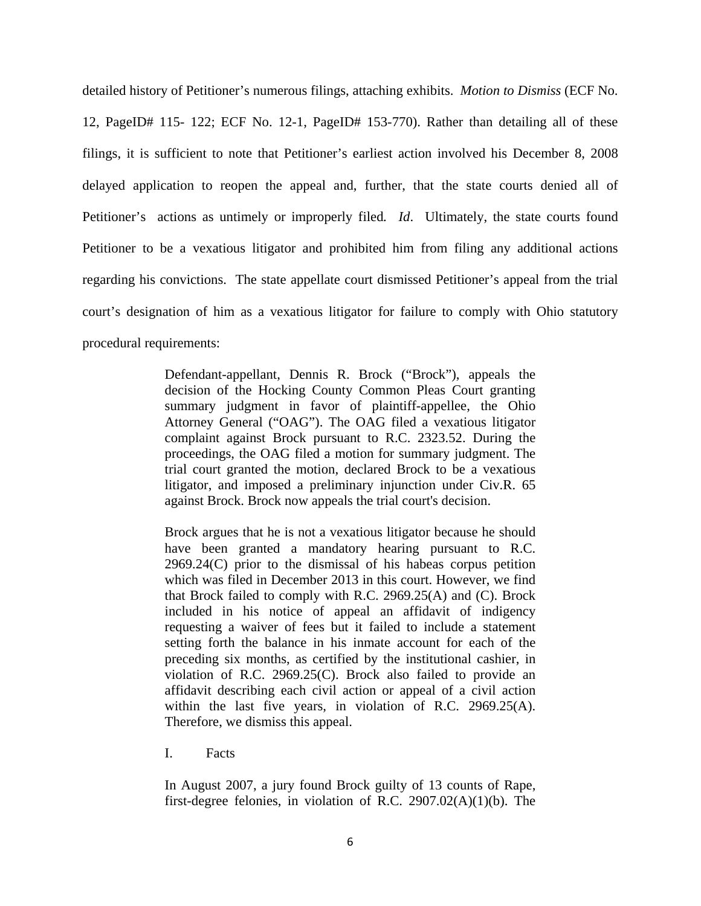detailed history of Petitioner's numerous filings, attaching exhibits. *Motion to Dismiss* (ECF No. 12, PageID# 115- 122; ECF No. 12-1, PageID# 153-770). Rather than detailing all of these filings, it is sufficient to note that Petitioner's earliest action involved his December 8, 2008 delayed application to reopen the appeal and, further, that the state courts denied all of Petitioner's actions as untimely or improperly filed*. Id*. Ultimately, the state courts found Petitioner to be a vexatious litigator and prohibited him from filing any additional actions regarding his convictions. The state appellate court dismissed Petitioner's appeal from the trial court's designation of him as a vexatious litigator for failure to comply with Ohio statutory procedural requirements:

> Defendant-appellant, Dennis R. Brock ("Brock"), appeals the decision of the Hocking County Common Pleas Court granting summary judgment in favor of plaintiff-appellee, the Ohio Attorney General ("OAG"). The OAG filed a vexatious litigator complaint against Brock pursuant to R.C. 2323.52. During the proceedings, the OAG filed a motion for summary judgment. The trial court granted the motion, declared Brock to be a vexatious litigator, and imposed a preliminary injunction under Civ.R. 65 against Brock. Brock now appeals the trial court's decision.
>
> Brock argues that he is not a vexatious litigator because he should have been granted a mandatory hearing pursuant to R.C. 2969.24(C) prior to the dismissal of his habeas corpus petition which was filed in December 2013 in this court. However, we find that Brock failed to comply with R.C. 2969.25(A) and (C). Brock included in his notice of appeal an affidavit of indigency requesting a waiver of fees but it failed to include a statement setting forth the balance in his inmate account for each of the preceding six months, as certified by the institutional cashier, in violation of R.C. 2969.25(C). Brock also failed to provide an affidavit describing each civil action or appeal of a civil action within the last five years, in violation of R.C. 2969.25(A). Therefore, we dismiss this appeal.
>
> I. Facts
>
> In August 2007, a jury found Brock guilty of 13 counts of Rape, first-degree felonies, in violation of R.C. 2907.02(A)(1)(b). The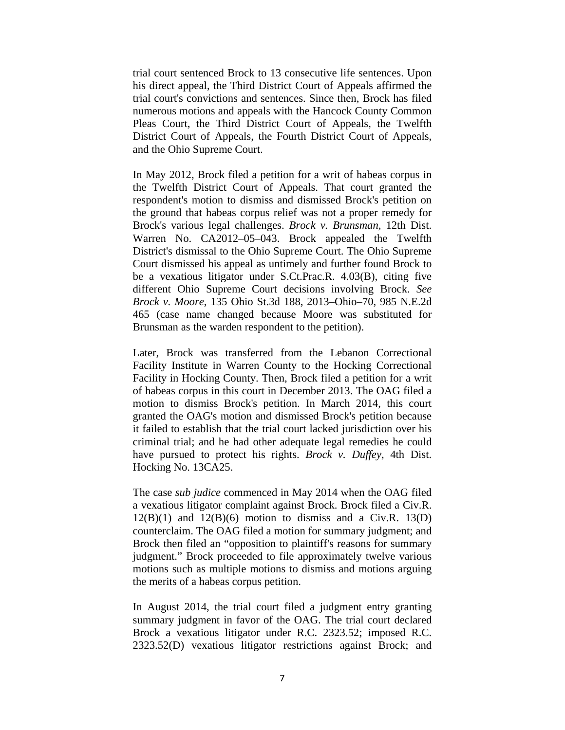trial court sentenced Brock to 13 consecutive life sentences. Upon his direct appeal, the Third District Court of Appeals affirmed the trial court's convictions and sentences. Since then, Brock has filed numerous motions and appeals with the Hancock County Common Pleas Court, the Third District Court of Appeals, the Twelfth District Court of Appeals, the Fourth District Court of Appeals, and the Ohio Supreme Court.

In May 2012, Brock filed a petition for a writ of habeas corpus in the Twelfth District Court of Appeals. That court granted the respondent's motion to dismiss and dismissed Brock's petition on the ground that habeas corpus relief was not a proper remedy for Brock's various legal challenges. *Brock v. Brunsman*, 12th Dist. Warren No. CA2012–05–043. Brock appealed the Twelfth District's dismissal to the Ohio Supreme Court. The Ohio Supreme Court dismissed his appeal as untimely and further found Brock to be a vexatious litigator under S.Ct.Prac.R. 4.03(B), citing five different Ohio Supreme Court decisions involving Brock. *See Brock v. Moore*, 135 Ohio St.3d 188, 2013–Ohio–70, 985 N.E.2d 465 (case name changed because Moore was substituted for Brunsman as the warden respondent to the petition).

Later, Brock was transferred from the Lebanon Correctional Facility Institute in Warren County to the Hocking Correctional Facility in Hocking County. Then, Brock filed a petition for a writ of habeas corpus in this court in December 2013. The OAG filed a motion to dismiss Brock's petition. In March 2014, this court granted the OAG's motion and dismissed Brock's petition because it failed to establish that the trial court lacked jurisdiction over his criminal trial; and he had other adequate legal remedies he could have pursued to protect his rights. *Brock v. Duffey*, 4th Dist. Hocking No. 13CA25.

The case *sub judice* commenced in May 2014 when the OAG filed a vexatious litigator complaint against Brock. Brock filed a Civ.R. 12(B)(1) and 12(B)(6) motion to dismiss and a Civ.R. 13(D) counterclaim. The OAG filed a motion for summary judgment; and Brock then filed an "opposition to plaintiff's reasons for summary judgment." Brock proceeded to file approximately twelve various motions such as multiple motions to dismiss and motions arguing the merits of a habeas corpus petition.

In August 2014, the trial court filed a judgment entry granting summary judgment in favor of the OAG. The trial court declared Brock a vexatious litigator under R.C. 2323.52; imposed R.C. 2323.52(D) vexatious litigator restrictions against Brock; and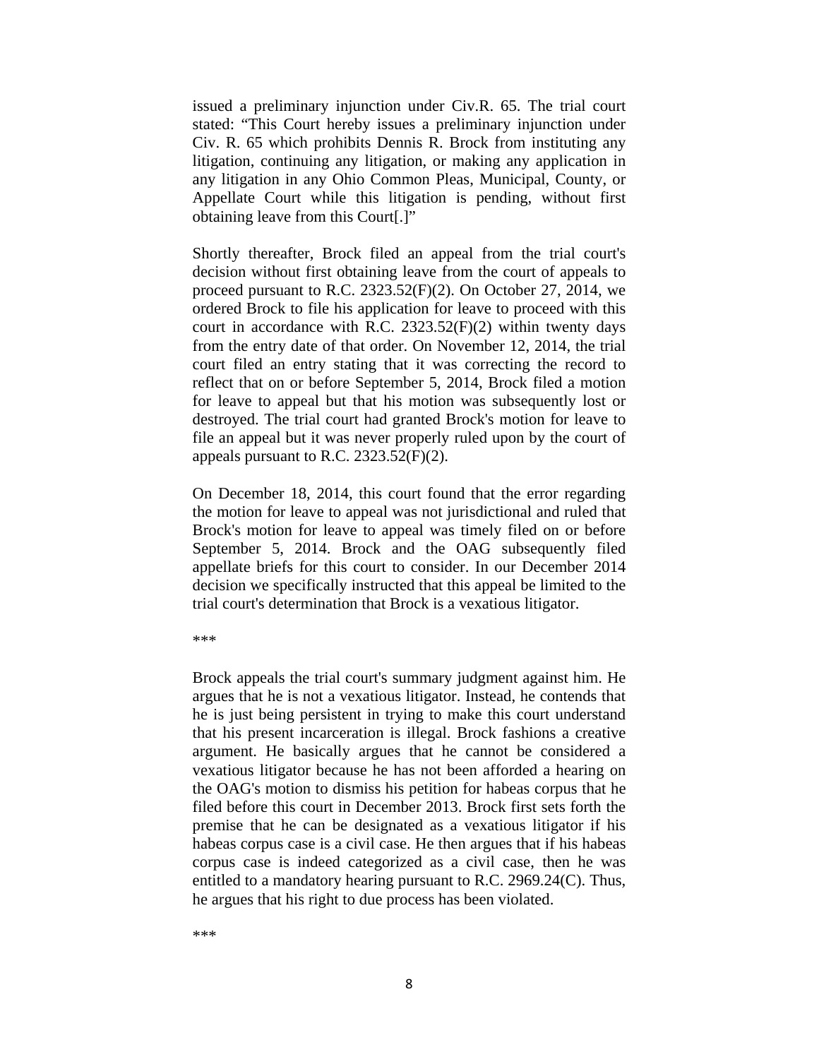issued a preliminary injunction under Civ.R. 65. The trial court stated: "This Court hereby issues a preliminary injunction under Civ. R. 65 which prohibits Dennis R. Brock from instituting any litigation, continuing any litigation, or making any application in any litigation in any Ohio Common Pleas, Municipal, County, or Appellate Court while this litigation is pending, without first obtaining leave from this Court[.]"

Shortly thereafter, Brock filed an appeal from the trial court's decision without first obtaining leave from the court of appeals to proceed pursuant to R.C. 2323.52(F)(2). On October 27, 2014, we ordered Brock to file his application for leave to proceed with this court in accordance with R.C. 2323.52(F)(2) within twenty days from the entry date of that order. On November 12, 2014, the trial court filed an entry stating that it was correcting the record to reflect that on or before September 5, 2014, Brock filed a motion for leave to appeal but that his motion was subsequently lost or destroyed. The trial court had granted Brock's motion for leave to file an appeal but it was never properly ruled upon by the court of appeals pursuant to R.C. 2323.52(F)(2).

On December 18, 2014, this court found that the error regarding the motion for leave to appeal was not jurisdictional and ruled that Brock's motion for leave to appeal was timely filed on or before September 5, 2014. Brock and the OAG subsequently filed appellate briefs for this court to consider. In our December 2014 decision we specifically instructed that this appeal be limited to the trial court's determination that Brock is a vexatious litigator.

***

Brock appeals the trial court's summary judgment against him. He argues that he is not a vexatious litigator. Instead, he contends that he is just being persistent in trying to make this court understand that his present incarceration is illegal. Brock fashions a creative argument. He basically argues that he cannot be considered a vexatious litigator because he has not been afforded a hearing on the OAG's motion to dismiss his petition for habeas corpus that he filed before this court in December 2013. Brock first sets forth the premise that he can be designated as a vexatious litigator if his habeas corpus case is a civil case. He then argues that if his habeas corpus case is indeed categorized as a civil case, then he was entitled to a mandatory hearing pursuant to R.C. 2969.24(C). Thus, he argues that his right to due process has been violated.

***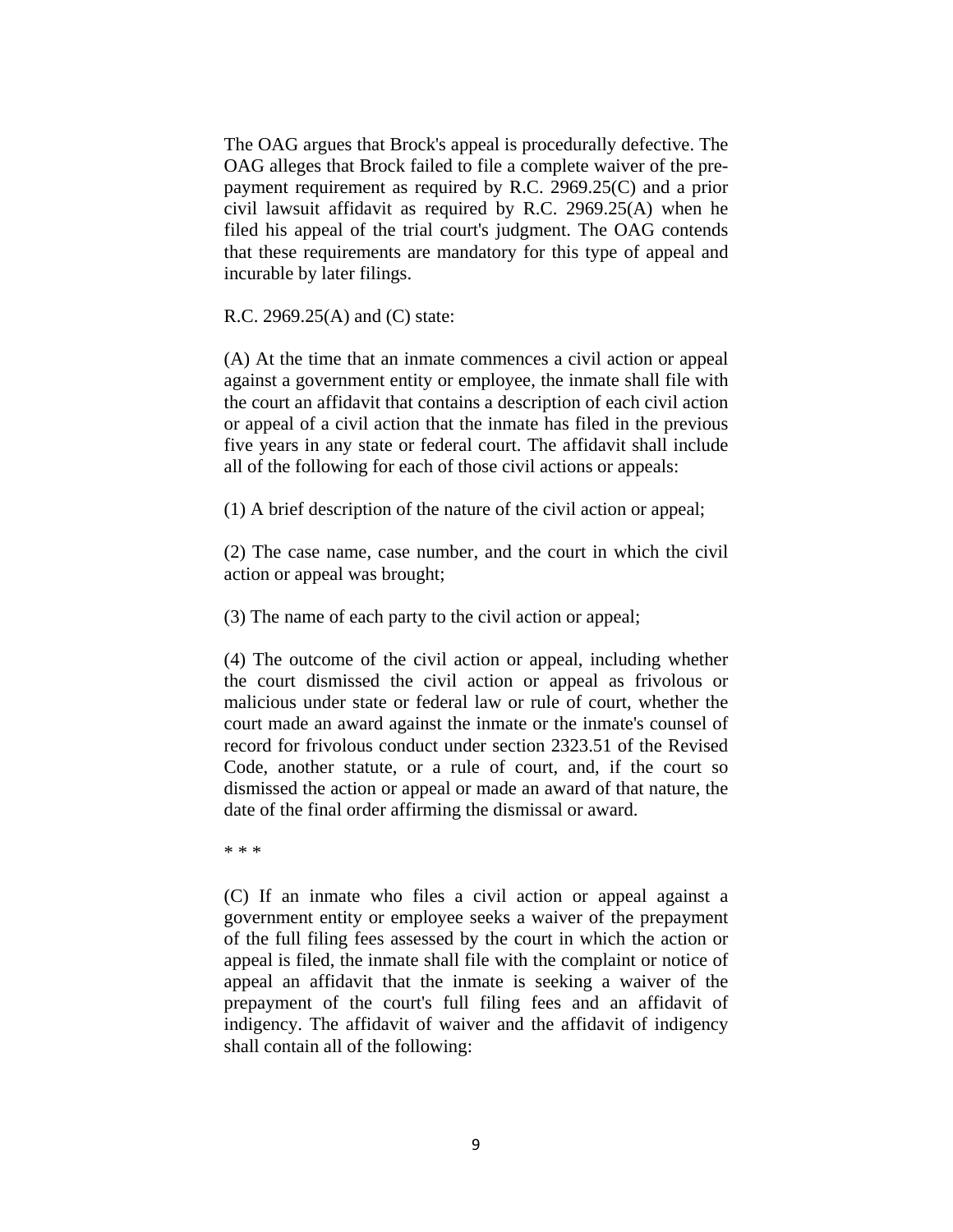The OAG argues that Brock's appeal is procedurally defective. The OAG alleges that Brock failed to file a complete waiver of the prepayment requirement as required by R.C. 2969.25(C) and a prior civil lawsuit affidavit as required by R.C. 2969.25(A) when he filed his appeal of the trial court's judgment. The OAG contends that these requirements are mandatory for this type of appeal and incurable by later filings.

R.C. 2969.25(A) and (C) state:

(A) At the time that an inmate commences a civil action or appeal against a government entity or employee, the inmate shall file with the court an affidavit that contains a description of each civil action or appeal of a civil action that the inmate has filed in the previous five years in any state or federal court. The affidavit shall include all of the following for each of those civil actions or appeals:

(1) A brief description of the nature of the civil action or appeal;

(2) The case name, case number, and the court in which the civil action or appeal was brought;

(3) The name of each party to the civil action or appeal;

(4) The outcome of the civil action or appeal, including whether the court dismissed the civil action or appeal as frivolous or malicious under state or federal law or rule of court, whether the court made an award against the inmate or the inmate's counsel of record for frivolous conduct under section 2323.51 of the Revised Code, another statute, or a rule of court, and, if the court so dismissed the action or appeal or made an award of that nature, the date of the final order affirming the dismissal or award.

* * *

(C) If an inmate who files a civil action or appeal against a government entity or employee seeks a waiver of the prepayment of the full filing fees assessed by the court in which the action or appeal is filed, the inmate shall file with the complaint or notice of appeal an affidavit that the inmate is seeking a waiver of the prepayment of the court's full filing fees and an affidavit of indigency. The affidavit of waiver and the affidavit of indigency shall contain all of the following: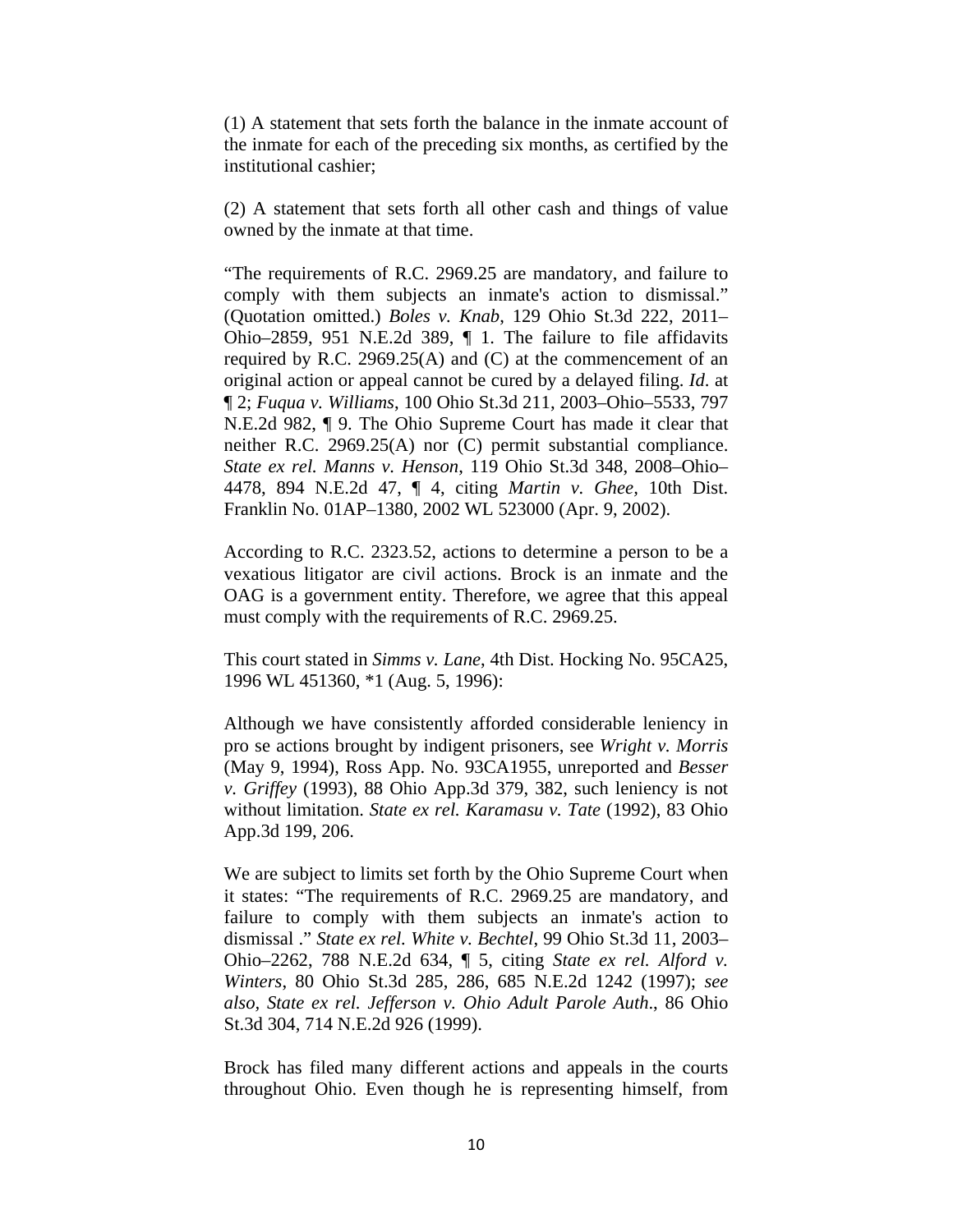(1) A statement that sets forth the balance in the inmate account of the inmate for each of the preceding six months, as certified by the institutional cashier;

(2) A statement that sets forth all other cash and things of value owned by the inmate at that time.

"The requirements of R.C. 2969.25 are mandatory, and failure to comply with them subjects an inmate's action to dismissal." (Quotation omitted.) *Boles v. Knab*, 129 Ohio St.3d 222, 2011–Ohio–2859, 951 N.E.2d 389, ¶ 1. The failure to file affidavits required by R.C. 2969.25(A) and (C) at the commencement of an original action or appeal cannot be cured by a delayed filing. *Id.* at ¶ 2; *Fuqua v. Williams*, 100 Ohio St.3d 211, 2003–Ohio–5533, 797 N.E.2d 982, ¶ 9. The Ohio Supreme Court has made it clear that neither R.C. 2969.25(A) nor (C) permit substantial compliance. *State ex rel. Manns v. Henson*, 119 Ohio St.3d 348, 2008–Ohio–4478, 894 N.E.2d 47, ¶ 4, citing *Martin v. Ghee*, 10th Dist. Franklin No. 01AP–1380, 2002 WL 523000 (Apr. 9, 2002).

According to R.C. 2323.52, actions to determine a person to be a vexatious litigator are civil actions. Brock is an inmate and the OAG is a government entity. Therefore, we agree that this appeal must comply with the requirements of R.C. 2969.25.

This court stated in *Simms v. Lane*, 4th Dist. Hocking No. 95CA25, 1996 WL 451360, *1 (Aug. 5, 1996):

Although we have consistently afforded considerable leniency in pro se actions brought by indigent prisoners, see *Wright v. Morris* (May 9, 1994), Ross App. No. 93CA1955, unreported and *Besser v. Griffey* (1993), 88 Ohio App.3d 379, 382, such leniency is not without limitation. *State ex rel. Karamasu v. Tate* (1992), 83 Ohio App.3d 199, 206.

We are subject to limits set forth by the Ohio Supreme Court when it states: "The requirements of R.C. 2969.25 are mandatory, and failure to comply with them subjects an inmate's action to dismissal ." *State ex rel. White v. Bechtel*, 99 Ohio St.3d 11, 2003–Ohio–2262, 788 N.E.2d 634, ¶ 5, citing *State ex rel. Alford v. Winters*, 80 Ohio St.3d 285, 286, 685 N.E.2d 1242 (1997); *see also, State ex rel. Jefferson v. Ohio Adult Parole Auth*., 86 Ohio St.3d 304, 714 N.E.2d 926 (1999).

Brock has filed many different actions and appeals in the courts throughout Ohio. Even though he is representing himself, from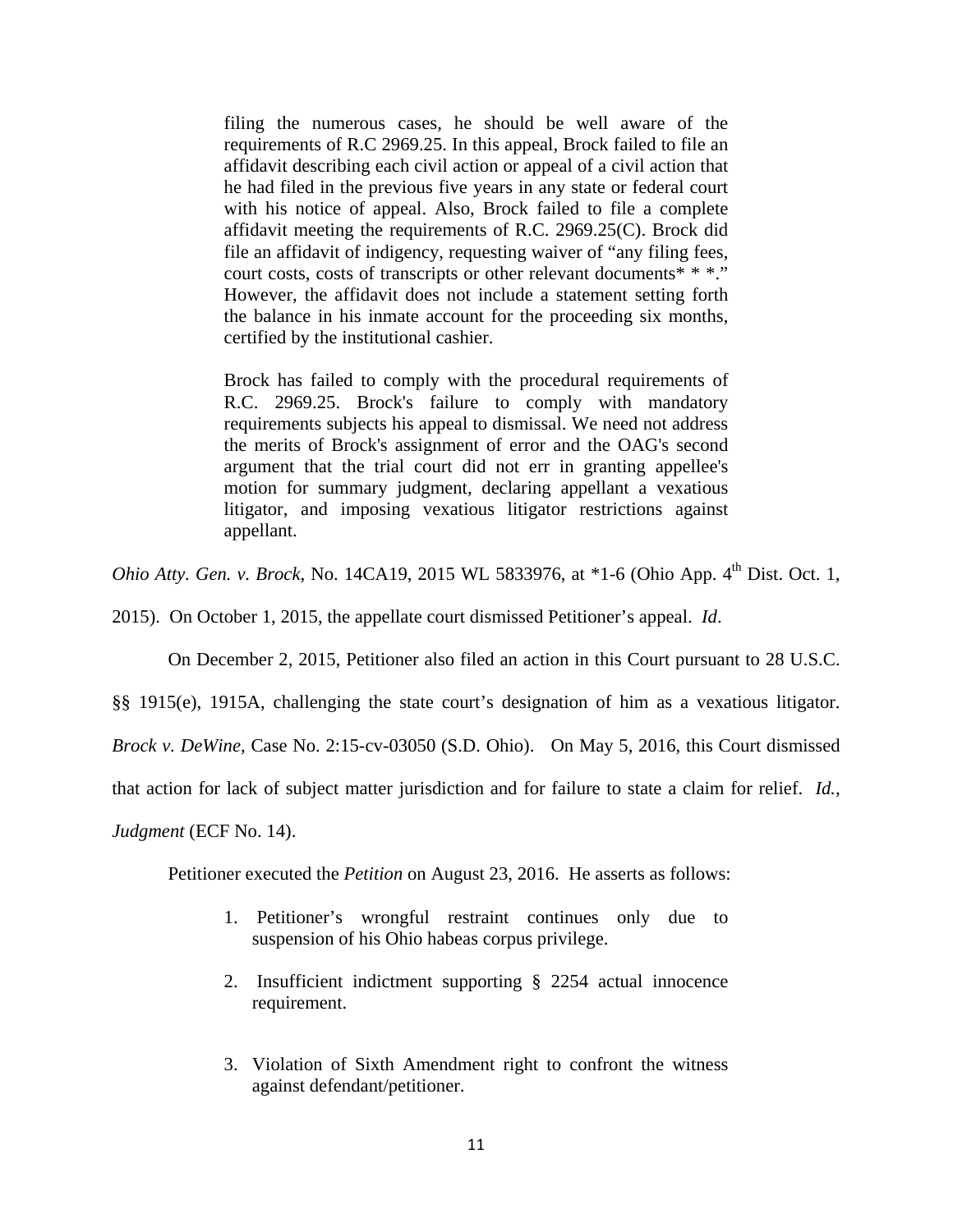> filing the numerous cases, he should be well aware of the requirements of R.C 2969.25. In this appeal, Brock failed to file an affidavit describing each civil action or appeal of a civil action that he had filed in the previous five years in any state or federal court with his notice of appeal. Also, Brock failed to file a complete affidavit meeting the requirements of R.C. 2969.25(C). Brock did file an affidavit of indigency, requesting waiver of "any filing fees, court costs, costs of transcripts or other relevant documents* * *." However, the affidavit does not include a statement setting forth the balance in his inmate account for the proceeding six months, certified by the institutional cashier.
>
> Brock has failed to comply with the procedural requirements of R.C. 2969.25. Brock's failure to comply with mandatory requirements subjects his appeal to dismissal. We need not address the merits of Brock's assignment of error and the OAG's second argument that the trial court did not err in granting appellee's motion for summary judgment, declaring appellant a vexatious litigator, and imposing vexatious litigator restrictions against appellant.

*Ohio Atty. Gen. v. Brock*, No. 14CA19, 2015 WL 5833976, at *1-6 (Ohio App. 4th Dist. Oct. 1, 2015). On October 1, 2015, the appellate court dismissed Petitioner's appeal. *Id*.

On December 2, 2015, Petitioner also filed an action in this Court pursuant to 28 U.S.C. §§ 1915(e), 1915A, challenging the state court's designation of him as a vexatious litigator. *Brock v. DeWine*, Case No. 2:15-cv-03050 (S.D. Ohio). On May 5, 2016, this Court dismissed that action for lack of subject matter jurisdiction and for failure to state a claim for relief. *Id.*, *Judgment* (ECF No. 14).

Petitioner executed the *Petition* on August 23, 2016. He asserts as follows:

> 1. Petitioner's wrongful restraint continues only due to suspension of his Ohio habeas corpus privilege.
>
> 2. Insufficient indictment supporting § 2254 actual innocence requirement.
>
> 3. Violation of Sixth Amendment right to confront the witness against defendant/petitioner.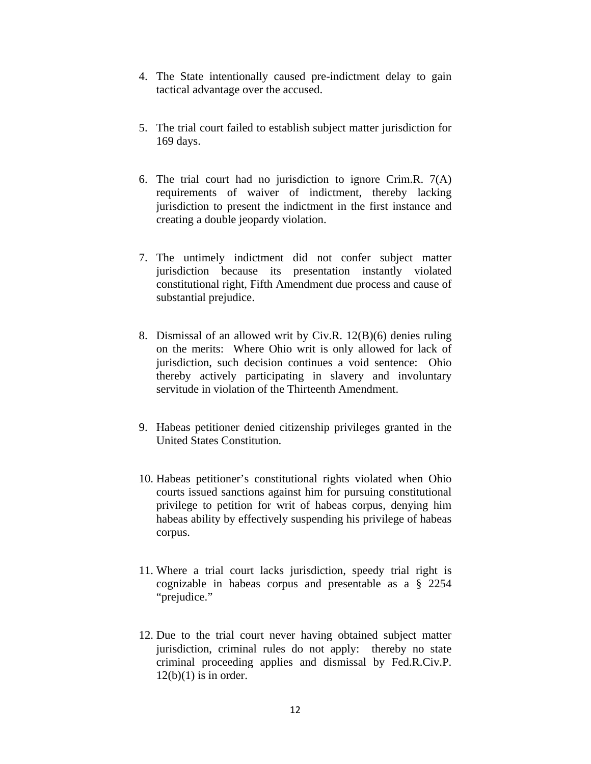4. The State intentionally caused pre-indictment delay to gain tactical advantage over the accused.

5. The trial court failed to establish subject matter jurisdiction for 169 days.

6. The trial court had no jurisdiction to ignore Crim.R. 7(A) requirements of waiver of indictment, thereby lacking jurisdiction to present the indictment in the first instance and creating a double jeopardy violation.

7. The untimely indictment did not confer subject matter jurisdiction because its presentation instantly violated constitutional right, Fifth Amendment due process and cause of substantial prejudice.

8. Dismissal of an allowed writ by Civ.R. 12(B)(6) denies ruling on the merits: Where Ohio writ is only allowed for lack of jurisdiction, such decision continues a void sentence: Ohio thereby actively participating in slavery and involuntary servitude in violation of the Thirteenth Amendment.

9. Habeas petitioner denied citizenship privileges granted in the United States Constitution.

10. Habeas petitioner's constitutional rights violated when Ohio courts issued sanctions against him for pursuing constitutional privilege to petition for writ of habeas corpus, denying him habeas ability by effectively suspending his privilege of habeas corpus.

11. Where a trial court lacks jurisdiction, speedy trial right is cognizable in habeas corpus and presentable as a § 2254 "prejudice."

12. Due to the trial court never having obtained subject matter jurisdiction, criminal rules do not apply: thereby no state criminal proceeding applies and dismissal by Fed.R.Civ.P. 12(b)(1) is in order.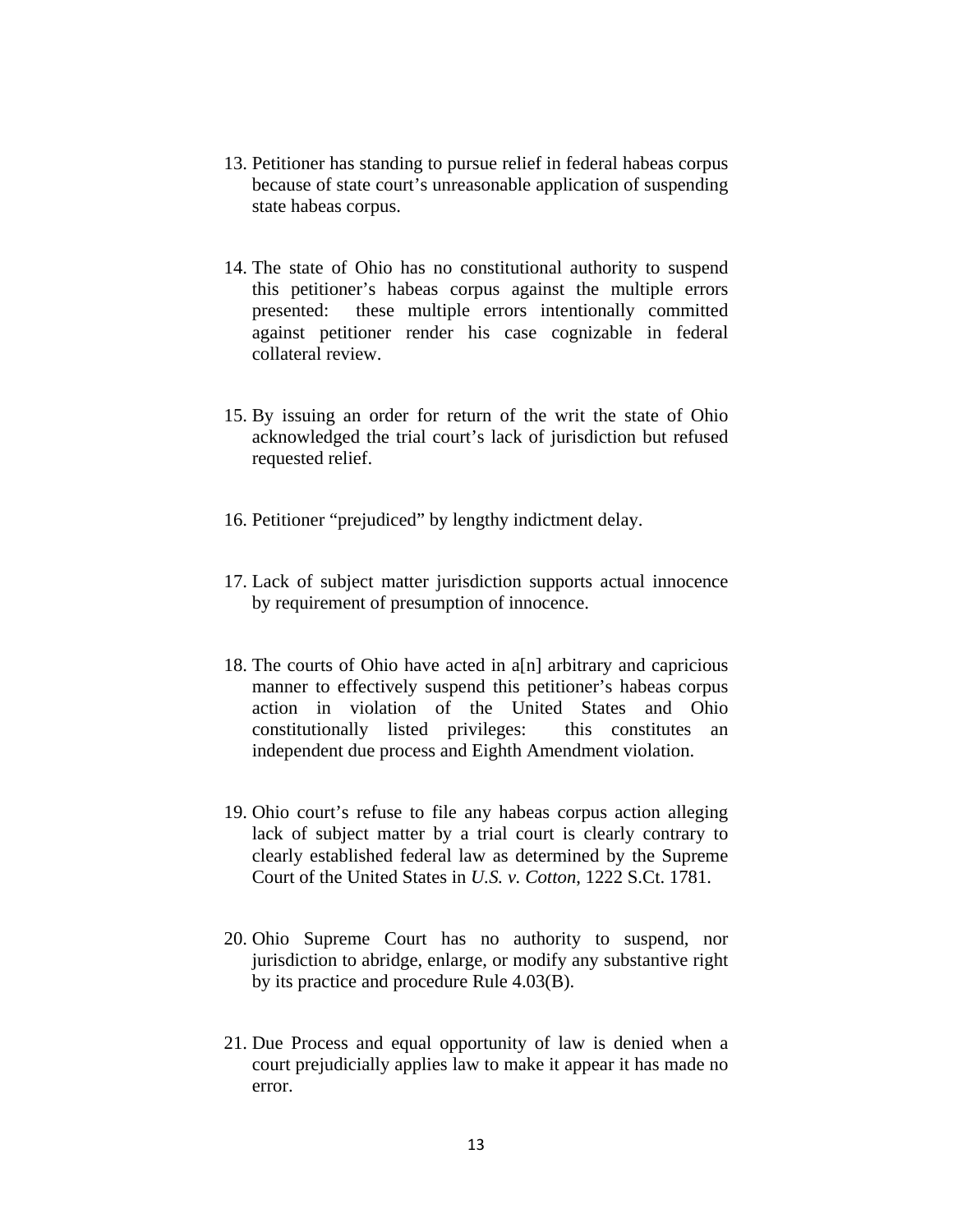13. Petitioner has standing to pursue relief in federal habeas corpus because of state court's unreasonable application of suspending state habeas corpus.

14. The state of Ohio has no constitutional authority to suspend this petitioner's habeas corpus against the multiple errors presented: these multiple errors intentionally committed against petitioner render his case cognizable in federal collateral review.

15. By issuing an order for return of the writ the state of Ohio acknowledged the trial court's lack of jurisdiction but refused requested relief.

16. Petitioner "prejudiced" by lengthy indictment delay.

17. Lack of subject matter jurisdiction supports actual innocence by requirement of presumption of innocence.

18. The courts of Ohio have acted in a[n] arbitrary and capricious manner to effectively suspend this petitioner's habeas corpus action in violation of the United States and Ohio constitutionally listed privileges: this constitutes an independent due process and Eighth Amendment violation.

19. Ohio court's refuse to file any habeas corpus action alleging lack of subject matter by a trial court is clearly contrary to clearly established federal law as determined by the Supreme Court of the United States in *U.S. v. Cotton*, 1222 S.Ct. 1781.

20. Ohio Supreme Court has no authority to suspend, nor jurisdiction to abridge, enlarge, or modify any substantive right by its practice and procedure Rule 4.03(B).

21. Due Process and equal opportunity of law is denied when a court prejudicially applies law to make it appear it has made no error.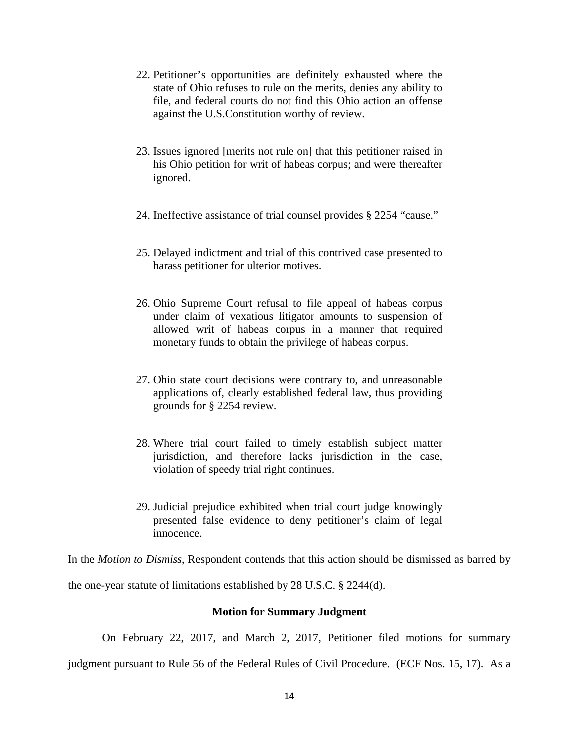22. Petitioner's opportunities are definitely exhausted where the state of Ohio refuses to rule on the merits, denies any ability to file, and federal courts do not find this Ohio action an offense against the U.S.Constitution worthy of review.

23. Issues ignored [merits not rule on] that this petitioner raised in his Ohio petition for writ of habeas corpus; and were thereafter ignored.

24. Ineffective assistance of trial counsel provides § 2254 "cause."

25. Delayed indictment and trial of this contrived case presented to harass petitioner for ulterior motives.

26. Ohio Supreme Court refusal to file appeal of habeas corpus under claim of vexatious litigator amounts to suspension of allowed writ of habeas corpus in a manner that required monetary funds to obtain the privilege of habeas corpus.

27. Ohio state court decisions were contrary to, and unreasonable applications of, clearly established federal law, thus providing grounds for § 2254 review.

28. Where trial court failed to timely establish subject matter jurisdiction, and therefore lacks jurisdiction in the case, violation of speedy trial right continues.

29. Judicial prejudice exhibited when trial court judge knowingly presented false evidence to deny petitioner's claim of legal innocence.

In the *Motion to Dismiss*, Respondent contends that this action should be dismissed as barred by the one-year statute of limitations established by 28 U.S.C. § 2244(d).

**Motion for Summary Judgment**

On February 22, 2017, and March 2, 2017, Petitioner filed motions for summary judgment pursuant to Rule 56 of the Federal Rules of Civil Procedure. (ECF Nos. 15, 17). As a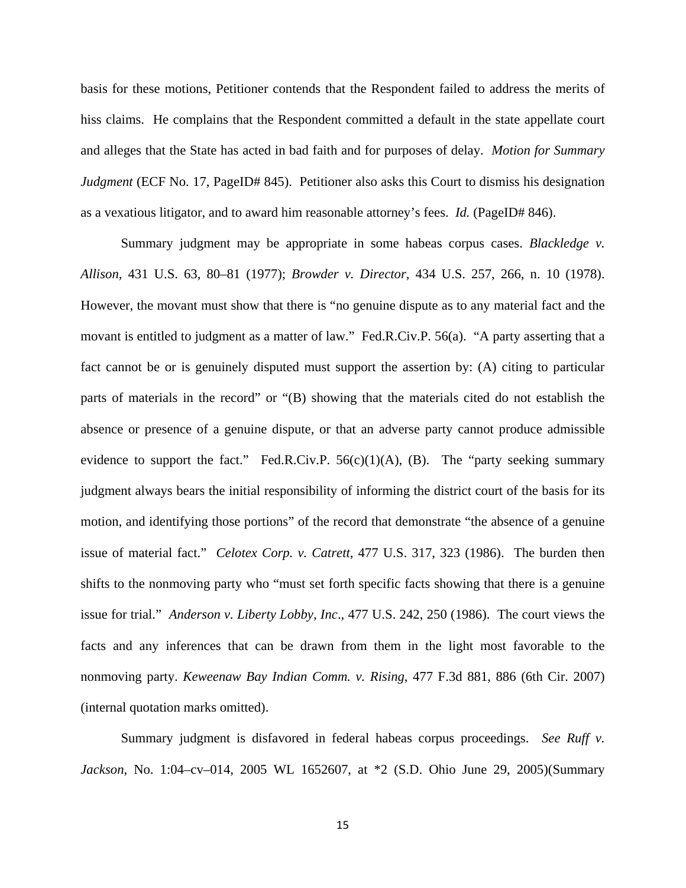basis for these motions, Petitioner contends that the Respondent failed to address the merits of hiss claims. He complains that the Respondent committed a default in the state appellate court and alleges that the State has acted in bad faith and for purposes of delay. *Motion for Summary Judgment* (ECF No. 17, PageID# 845). Petitioner also asks this Court to dismiss his designation as a vexatious litigator, and to award him reasonable attorney's fees. *Id.* (PageID# 846).

Summary judgment may be appropriate in some habeas corpus cases. *Blackledge v. Allison*, 431 U.S. 63, 80–81 (1977); *Browder v. Director*, 434 U.S. 257, 266, n. 10 (1978). However, the movant must show that there is "no genuine dispute as to any material fact and the movant is entitled to judgment as a matter of law." Fed.R.Civ.P. 56(a). "A party asserting that a fact cannot be or is genuinely disputed must support the assertion by: (A) citing to particular parts of materials in the record" or "(B) showing that the materials cited do not establish the absence or presence of a genuine dispute, or that an adverse party cannot produce admissible evidence to support the fact." Fed.R.Civ.P. 56(c)(1)(A), (B). The "party seeking summary judgment always bears the initial responsibility of informing the district court of the basis for its motion, and identifying those portions" of the record that demonstrate "the absence of a genuine issue of material fact." *Celotex Corp. v. Catrett*, 477 U.S. 317, 323 (1986). The burden then shifts to the nonmoving party who "must set forth specific facts showing that there is a genuine issue for trial." *Anderson v. Liberty Lobby, Inc*., 477 U.S. 242, 250 (1986). The court views the facts and any inferences that can be drawn from them in the light most favorable to the nonmoving party. *Keweenaw Bay Indian Comm. v. Rising*, 477 F.3d 881, 886 (6th Cir. 2007) (internal quotation marks omitted).

Summary judgment is disfavored in federal habeas corpus proceedings. *See Ruff v. Jackson*, No. 1:04–cv–014, 2005 WL 1652607, at *2 (S.D. Ohio June 29, 2005)(Summary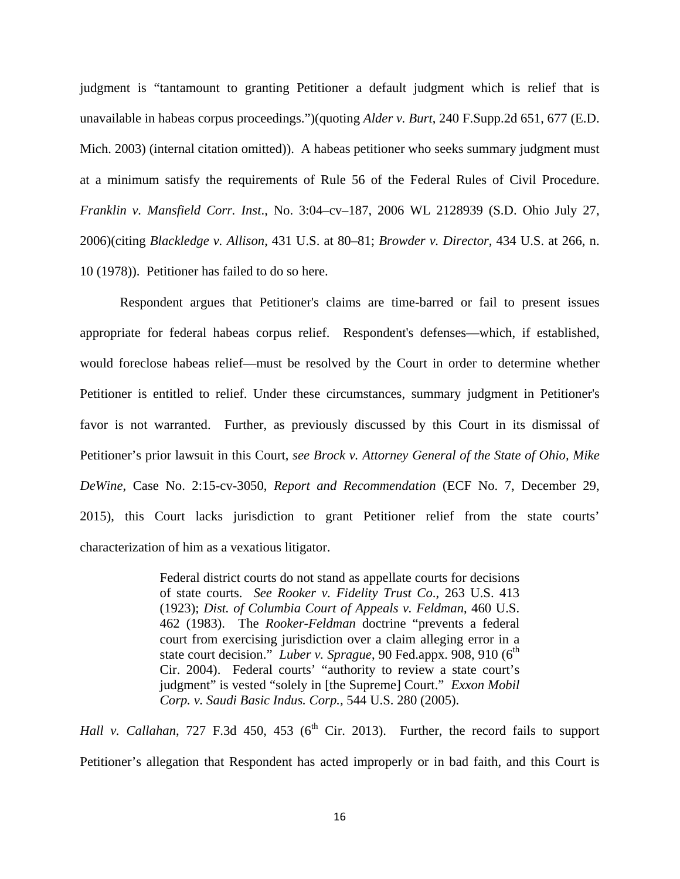judgment is "tantamount to granting Petitioner a default judgment which is relief that is unavailable in habeas corpus proceedings.")(quoting *Alder v. Burt*, 240 F.Supp.2d 651, 677 (E.D. Mich. 2003) (internal citation omitted)). A habeas petitioner who seeks summary judgment must at a minimum satisfy the requirements of Rule 56 of the Federal Rules of Civil Procedure. *Franklin v. Mansfield Corr. Inst*., No. 3:04–cv–187, 2006 WL 2128939 (S.D. Ohio July 27, 2006)(citing *Blackledge v. Allison*, 431 U.S. at 80–81; *Browder v. Director*, 434 U.S. at 266, n. 10 (1978)). Petitioner has failed to do so here.

Respondent argues that Petitioner's claims are time-barred or fail to present issues appropriate for federal habeas corpus relief. Respondent's defenses—which, if established, would foreclose habeas relief—must be resolved by the Court in order to determine whether Petitioner is entitled to relief. Under these circumstances, summary judgment in Petitioner's favor is not warranted. Further, as previously discussed by this Court in its dismissal of Petitioner's prior lawsuit in this Court, *see Brock v. Attorney General of the State of Ohio, Mike DeWine*, Case No. 2:15-cv-3050, *Report and Recommendation* (ECF No. 7, December 29, 2015), this Court lacks jurisdiction to grant Petitioner relief from the state courts' characterization of him as a vexatious litigator.

> Federal district courts do not stand as appellate courts for decisions of state courts. *See Rooker v. Fidelity Trust Co*., 263 U.S. 413 (1923); *Dist. of Columbia Court of Appeals v. Feldman*, 460 U.S. 462 (1983). The *Rooker-Feldman* doctrine "prevents a federal court from exercising jurisdiction over a claim alleging error in a state court decision." *Luber v. Sprague*, 90 Fed.appx. 908, 910 (6th Cir. 2004). Federal courts' "authority to review a state court's judgment" is vested "solely in [the Supreme] Court." *Exxon Mobil Corp. v. Saudi Basic Indus. Corp.,* 544 U.S. 280 (2005).

*Hall v. Callahan*, 727 F.3d 450, 453 (6th Cir. 2013). Further, the record fails to support Petitioner's allegation that Respondent has acted improperly or in bad faith, and this Court is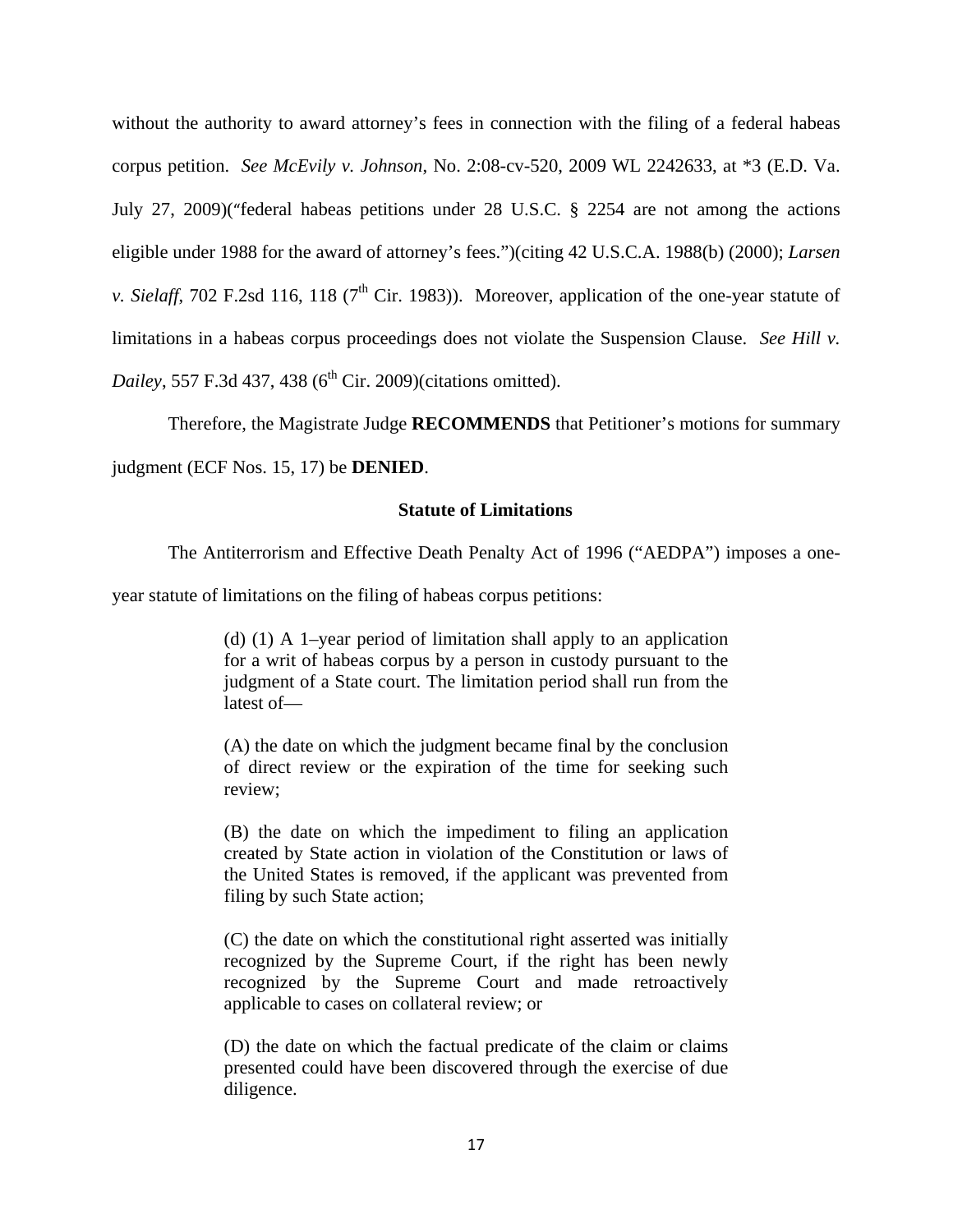without the authority to award attorney's fees in connection with the filing of a federal habeas corpus petition. *See McEvily v. Johnson*, No. 2:08-cv-520, 2009 WL 2242633, at *3 (E.D. Va. July 27, 2009)("federal habeas petitions under 28 U.S.C. § 2254 are not among the actions eligible under 1988 for the award of attorney's fees.")(citing 42 U.S.C.A. 1988(b) (2000); *Larsen v. Sielaff*, 702 F.2sd 116, 118 (7th Cir. 1983)). Moreover, application of the one-year statute of limitations in a habeas corpus proceedings does not violate the Suspension Clause. *See Hill v. Dailey*, 557 F.3d 437, 438 (6th Cir. 2009)(citations omitted).

Therefore, the Magistrate Judge **RECOMMENDS** that Petitioner's motions for summary judgment (ECF Nos. 15, 17) be **DENIED**.

**Statute of Limitations**

The Antiterrorism and Effective Death Penalty Act of 1996 ("AEDPA") imposes a one-year statute of limitations on the filing of habeas corpus petitions:

> (d) (1) A 1–year period of limitation shall apply to an application for a writ of habeas corpus by a person in custody pursuant to the judgment of a State court. The limitation period shall run from the latest of—
>
> (A) the date on which the judgment became final by the conclusion of direct review or the expiration of the time for seeking such review;
>
> (B) the date on which the impediment to filing an application created by State action in violation of the Constitution or laws of the United States is removed, if the applicant was prevented from filing by such State action;
>
> (C) the date on which the constitutional right asserted was initially recognized by the Supreme Court, if the right has been newly recognized by the Supreme Court and made retroactively applicable to cases on collateral review; or
>
> (D) the date on which the factual predicate of the claim or claims presented could have been discovered through the exercise of due diligence.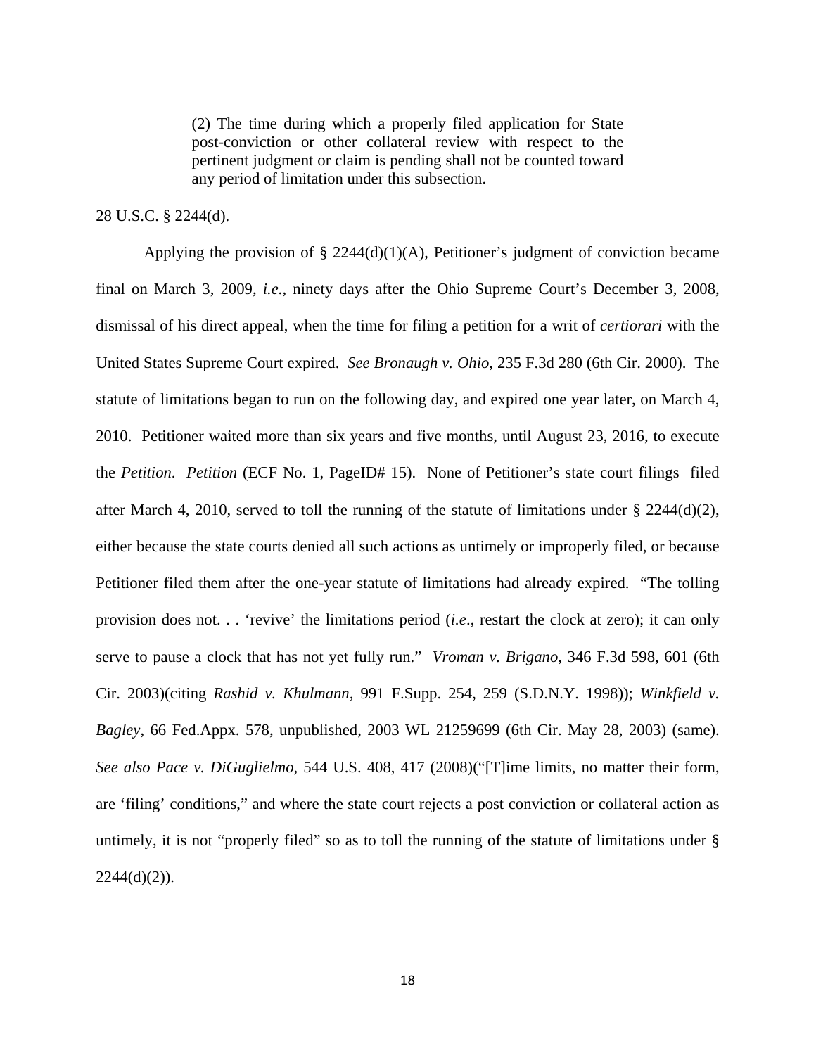> (2) The time during which a properly filed application for State post-conviction or other collateral review with respect to the pertinent judgment or claim is pending shall not be counted toward any period of limitation under this subsection.

28 U.S.C. § 2244(d).

Applying the provision of § 2244(d)(1)(A), Petitioner's judgment of conviction became final on March 3, 2009, *i.e.*, ninety days after the Ohio Supreme Court's December 3, 2008, dismissal of his direct appeal, when the time for filing a petition for a writ of *certiorari* with the United States Supreme Court expired. *See Bronaugh v. Ohio*, 235 F.3d 280 (6th Cir. 2000). The statute of limitations began to run on the following day, and expired one year later, on March 4, 2010. Petitioner waited more than six years and five months, until August 23, 2016, to execute the *Petition*. *Petition* (ECF No. 1, PageID# 15). None of Petitioner's state court filings filed after March 4, 2010, served to toll the running of the statute of limitations under § 2244(d)(2), either because the state courts denied all such actions as untimely or improperly filed, or because Petitioner filed them after the one-year statute of limitations had already expired. "The tolling provision does not. . . 'revive' the limitations period (*i.e*., restart the clock at zero); it can only serve to pause a clock that has not yet fully run." *Vroman v. Brigano*, 346 F.3d 598, 601 (6th Cir. 2003)(citing *Rashid v. Khulmann,* 991 F.Supp. 254, 259 (S.D.N.Y. 1998)); *Winkfield v. Bagley*, 66 Fed.Appx. 578, unpublished, 2003 WL 21259699 (6th Cir. May 28, 2003) (same). *See also Pace v. DiGuglielmo,* 544 U.S. 408, 417 (2008)("[T]ime limits, no matter their form, are 'filing' conditions," and where the state court rejects a post conviction or collateral action as untimely, it is not "properly filed" so as to toll the running of the statute of limitations under § 2244(d)(2)).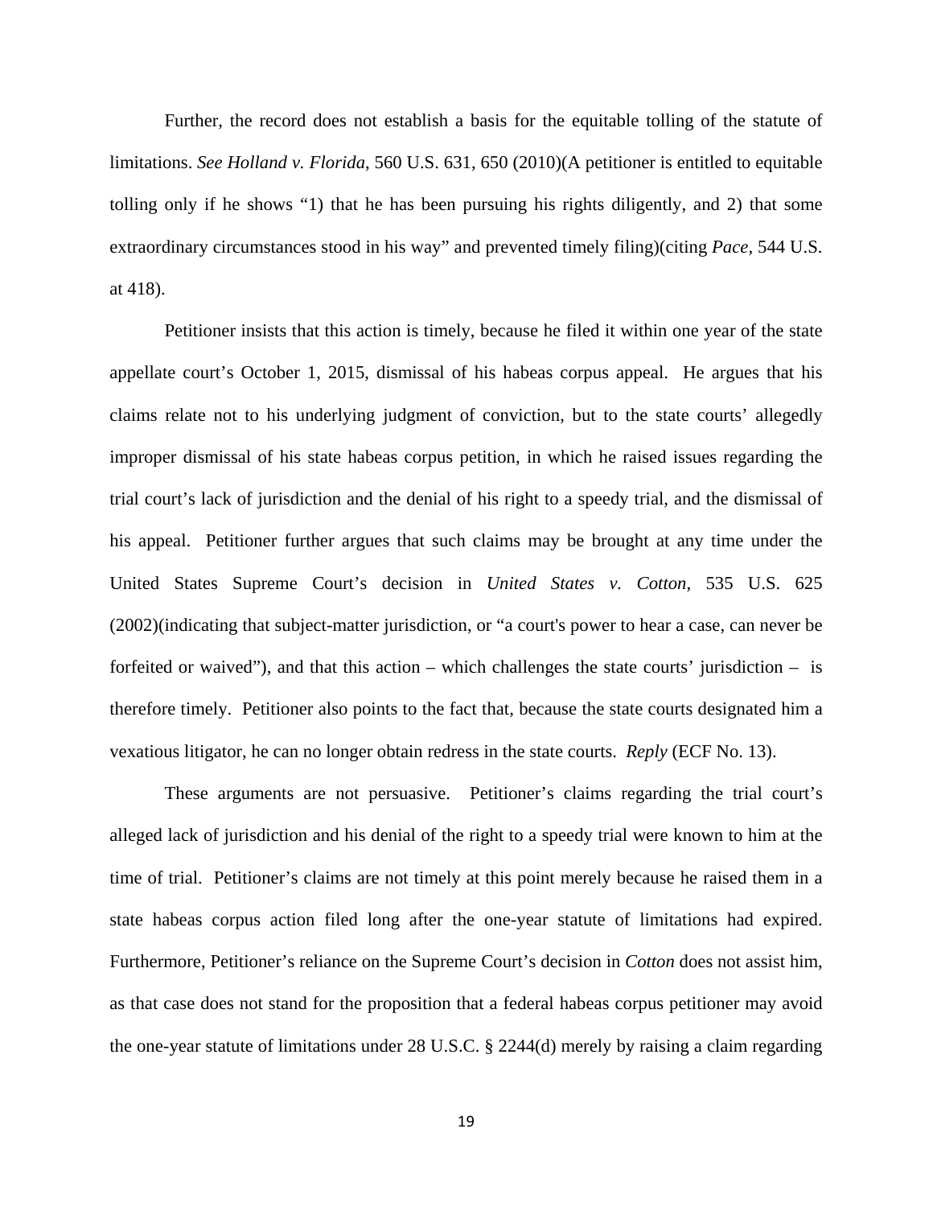Further, the record does not establish a basis for the equitable tolling of the statute of limitations. *See Holland v. Florida*, 560 U.S. 631, 650 (2010)(A petitioner is entitled to equitable tolling only if he shows "1) that he has been pursuing his rights diligently, and 2) that some extraordinary circumstances stood in his way" and prevented timely filing)(citing *Pace*, 544 U.S. at 418).

Petitioner insists that this action is timely, because he filed it within one year of the state appellate court's October 1, 2015, dismissal of his habeas corpus appeal. He argues that his claims relate not to his underlying judgment of conviction, but to the state courts' allegedly improper dismissal of his state habeas corpus petition, in which he raised issues regarding the trial court's lack of jurisdiction and the denial of his right to a speedy trial, and the dismissal of his appeal. Petitioner further argues that such claims may be brought at any time under the United States Supreme Court's decision in *United States v. Cotton*, 535 U.S. 625 (2002)(indicating that subject-matter jurisdiction, or "a court's power to hear a case, can never be forfeited or waived"), and that this action – which challenges the state courts' jurisdiction – is therefore timely. Petitioner also points to the fact that, because the state courts designated him a vexatious litigator, he can no longer obtain redress in the state courts. *Reply* (ECF No. 13).

These arguments are not persuasive. Petitioner's claims regarding the trial court's alleged lack of jurisdiction and his denial of the right to a speedy trial were known to him at the time of trial. Petitioner's claims are not timely at this point merely because he raised them in a state habeas corpus action filed long after the one-year statute of limitations had expired. Furthermore, Petitioner's reliance on the Supreme Court's decision in *Cotton* does not assist him, as that case does not stand for the proposition that a federal habeas corpus petitioner may avoid the one-year statute of limitations under 28 U.S.C. § 2244(d) merely by raising a claim regarding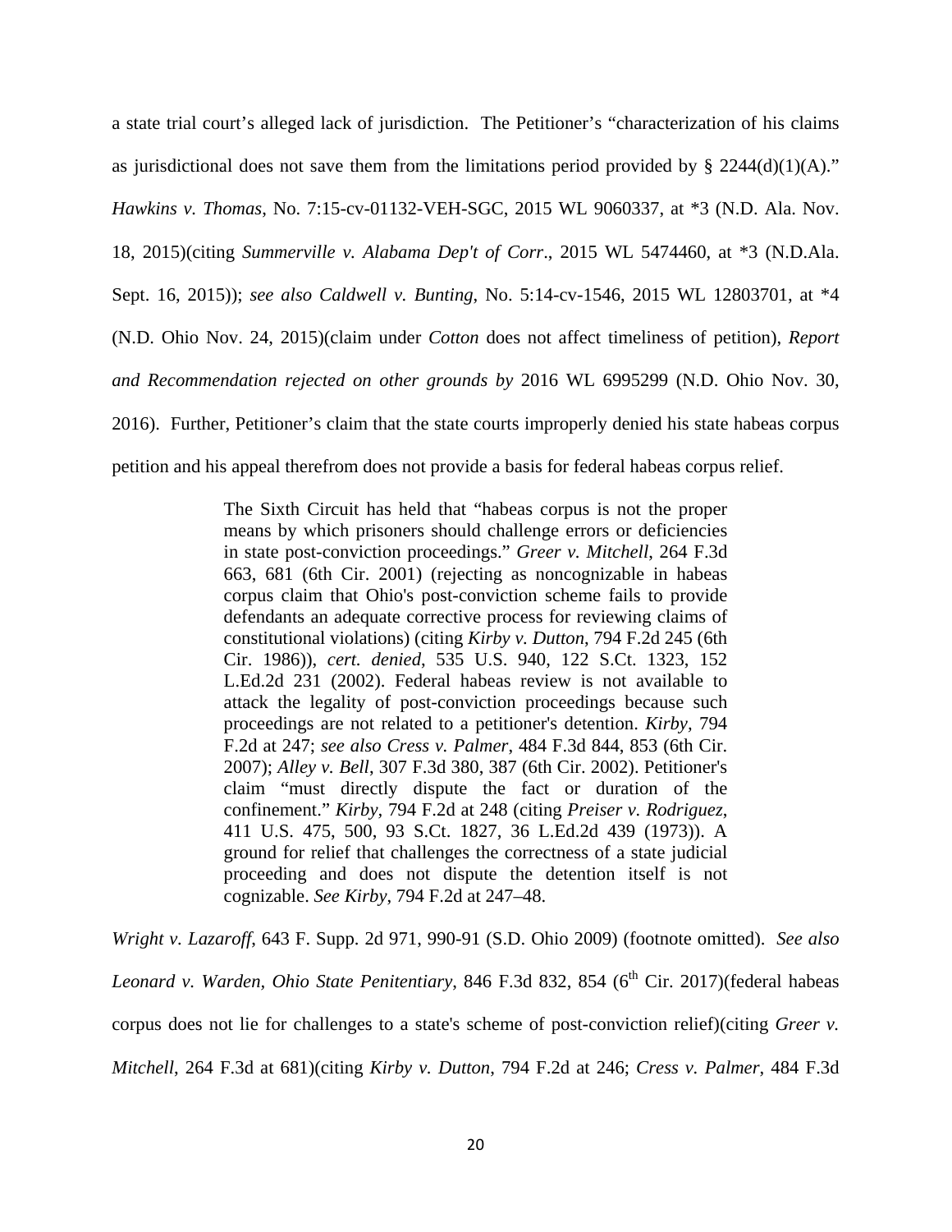a state trial court's alleged lack of jurisdiction. The Petitioner's "characterization of his claims as jurisdictional does not save them from the limitations period provided by § 2244(d)(1)(A)." *Hawkins v. Thomas*, No. 7:15-cv-01132-VEH-SGC, 2015 WL 9060337, at *3 (N.D. Ala. Nov. 18, 2015)(citing *Summerville v. Alabama Dep't of Corr*., 2015 WL 5474460, at *3 (N.D.Ala. Sept. 16, 2015)); *see also Caldwell v. Bunting*, No. 5:14-cv-1546, 2015 WL 12803701, at *4 (N.D. Ohio Nov. 24, 2015)(claim under *Cotton* does not affect timeliness of petition), *Report and Recommendation rejected on other grounds by* 2016 WL 6995299 (N.D. Ohio Nov. 30, 2016). Further, Petitioner's claim that the state courts improperly denied his state habeas corpus petition and his appeal therefrom does not provide a basis for federal habeas corpus relief.

> The Sixth Circuit has held that "habeas corpus is not the proper means by which prisoners should challenge errors or deficiencies in state post-conviction proceedings." *Greer v. Mitchell*, 264 F.3d 663, 681 (6th Cir. 2001) (rejecting as noncognizable in habeas corpus claim that Ohio's post-conviction scheme fails to provide defendants an adequate corrective process for reviewing claims of constitutional violations) (citing *Kirby v. Dutton*, 794 F.2d 245 (6th Cir. 1986)), *cert. denied*, 535 U.S. 940, 122 S.Ct. 1323, 152 L.Ed.2d 231 (2002). Federal habeas review is not available to attack the legality of post-conviction proceedings because such proceedings are not related to a petitioner's detention. *Kirby*, 794 F.2d at 247; *see also Cress v. Palmer*, 484 F.3d 844, 853 (6th Cir. 2007); *Alley v. Bell*, 307 F.3d 380, 387 (6th Cir. 2002). Petitioner's claim "must directly dispute the fact or duration of the confinement." *Kirby*, 794 F.2d at 248 (citing *Preiser v. Rodriguez*, 411 U.S. 475, 500, 93 S.Ct. 1827, 36 L.Ed.2d 439 (1973)). A ground for relief that challenges the correctness of a state judicial proceeding and does not dispute the detention itself is not cognizable. *See Kirby*, 794 F.2d at 247–48.

*Wright v. Lazaroff*, 643 F. Supp. 2d 971, 990-91 (S.D. Ohio 2009) (footnote omitted). *See also Leonard v. Warden, Ohio State Penitentiary*, 846 F.3d 832, 854 (6th Cir. 2017)(federal habeas corpus does not lie for challenges to a state's scheme of post-conviction relief)(citing *Greer v. Mitchell*, 264 F.3d at 681)(citing *Kirby v. Dutton*, 794 F.2d at 246; *Cress v. Palmer*, 484 F.3d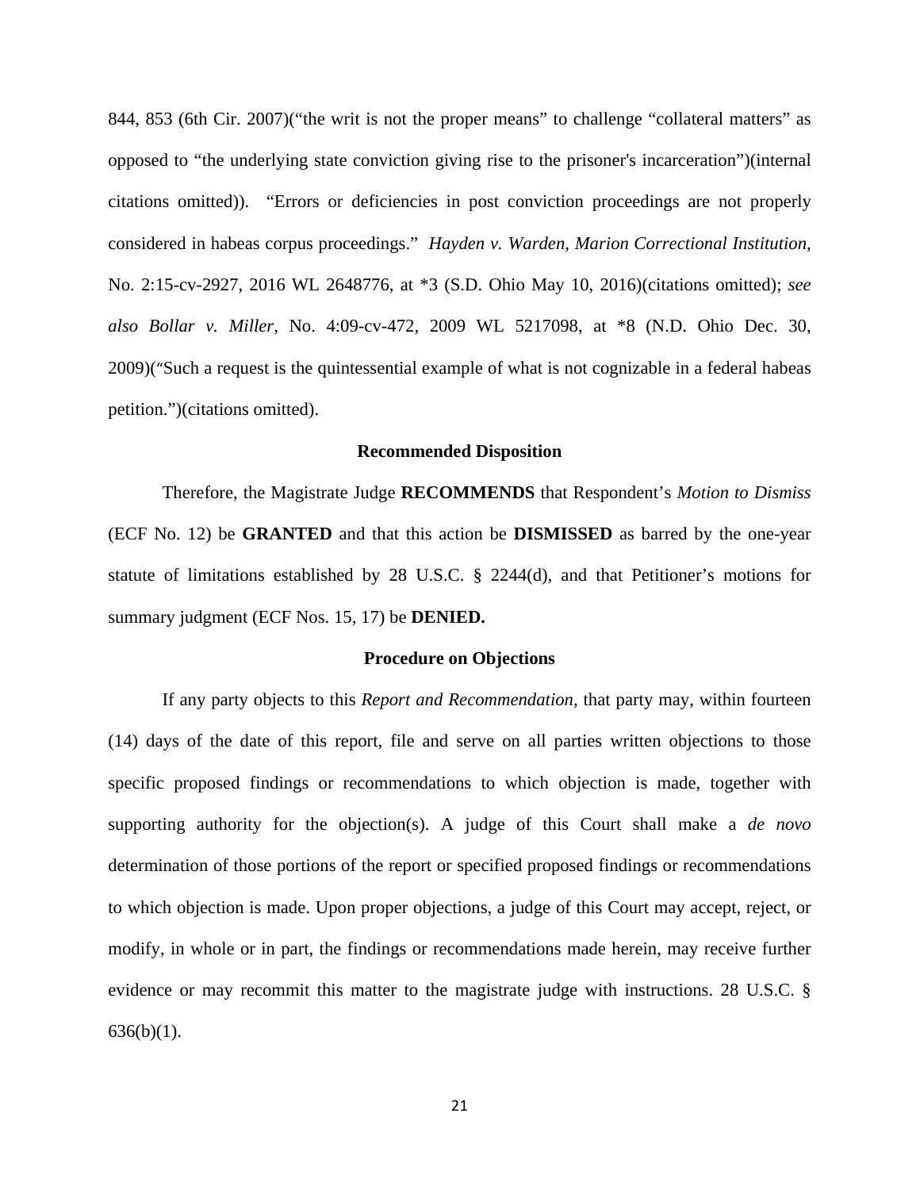844, 853 (6th Cir. 2007)("the writ is not the proper means" to challenge "collateral matters" as opposed to "the underlying state conviction giving rise to the prisoner's incarceration")(internal citations omitted)). "Errors or deficiencies in post conviction proceedings are not properly considered in habeas corpus proceedings." *Hayden v. Warden, Marion Correctional Institution*, No. 2:15-cv-2927, 2016 WL 2648776, at *3 (S.D. Ohio May 10, 2016)(citations omitted); *see also Bollar v. Miller*, No. 4:09-cv-472, 2009 WL 5217098, at *8 (N.D. Ohio Dec. 30, 2009)("Such a request is the quintessential example of what is not cognizable in a federal habeas petition.")(citations omitted).

**Recommended Disposition**

Therefore, the Magistrate Judge **RECOMMENDS** that Respondent's *Motion to Dismiss* (ECF No. 12) be **GRANTED** and that this action be **DISMISSED** as barred by the one-year statute of limitations established by 28 U.S.C. § 2244(d), and that Petitioner's motions for summary judgment (ECF Nos. 15, 17) be **DENIED.**

**Procedure on Objections**

If any party objects to this *Report and Recommendation*, that party may, within fourteen (14) days of the date of this report, file and serve on all parties written objections to those specific proposed findings or recommendations to which objection is made, together with supporting authority for the objection(s). A judge of this Court shall make a *de novo* determination of those portions of the report or specified proposed findings or recommendations to which objection is made. Upon proper objections, a judge of this Court may accept, reject, or modify, in whole or in part, the findings or recommendations made herein, may receive further evidence or may recommit this matter to the magistrate judge with instructions. 28 U.S.C. § 636(b)(1).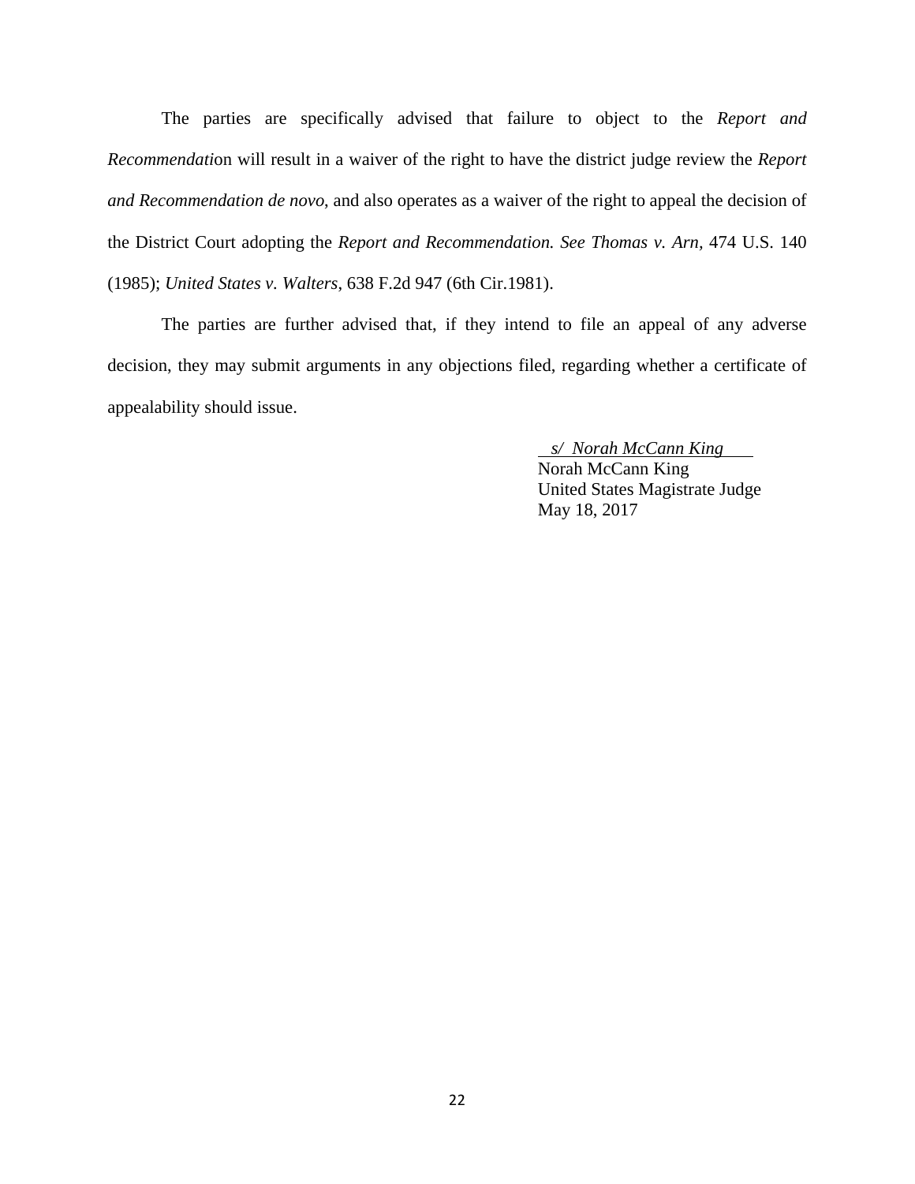The parties are specifically advised that failure to object to the *Report and Recommendation* will result in a waiver of the right to have the district judge review the *Report and Recommendation de novo*, and also operates as a waiver of the right to appeal the decision of the District Court adopting the *Report and Recommendation. See Thomas v. Arn*, 474 U.S. 140 (1985); *United States v. Walters*, 638 F.2d 947 (6th Cir.1981).

The parties are further advised that, if they intend to file an appeal of any adverse decision, they may submit arguments in any objections filed, regarding whether a certificate of appealability should issue.

*s/ Norah McCann King*
Norah McCann King
United States Magistrate Judge
May 18, 2017